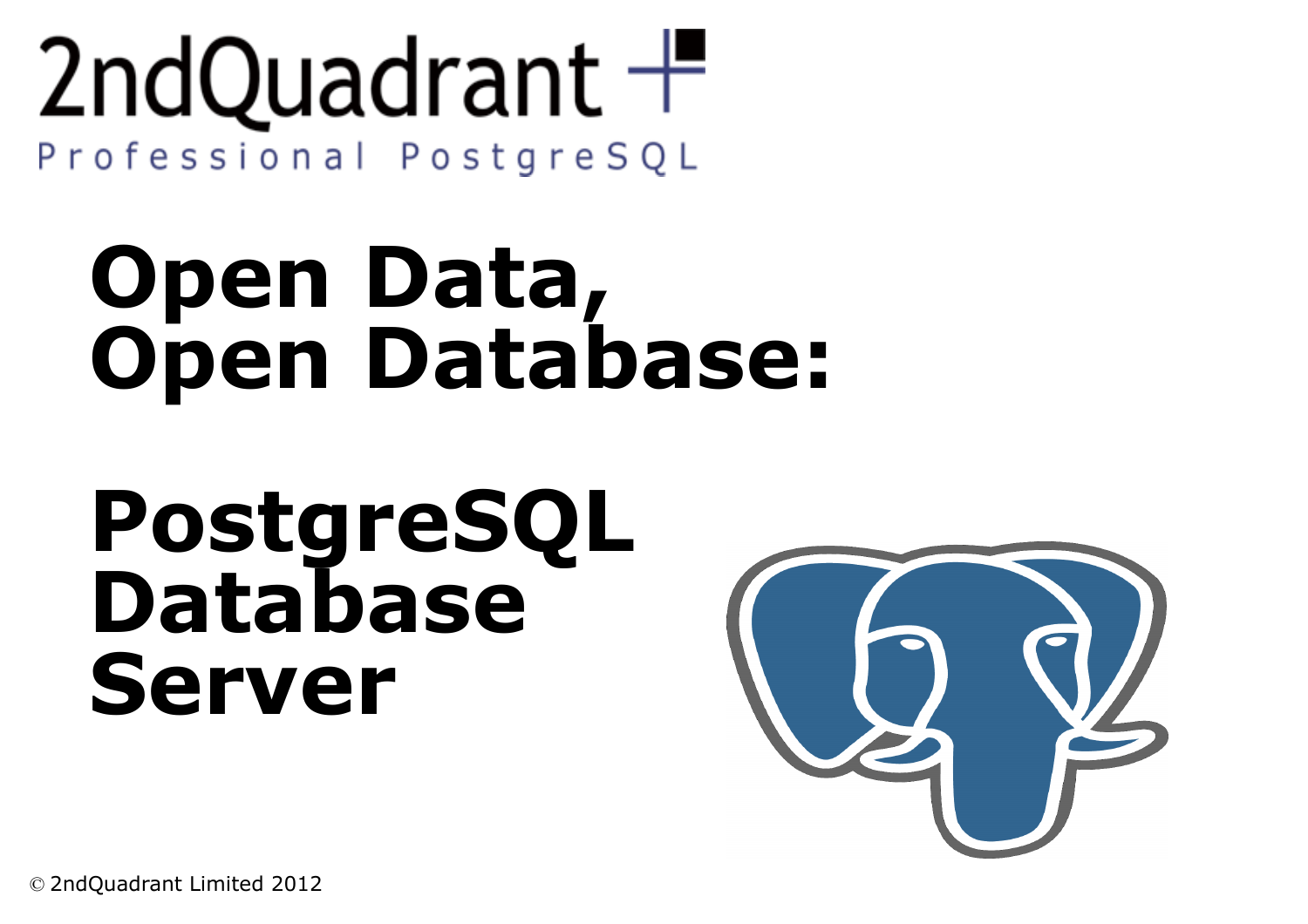2ndQuadrant
Professional PostgreSQL

# Open Data, Open Database:

# PostgreSQL Database Server

© 2ndQuadrant Limited 2012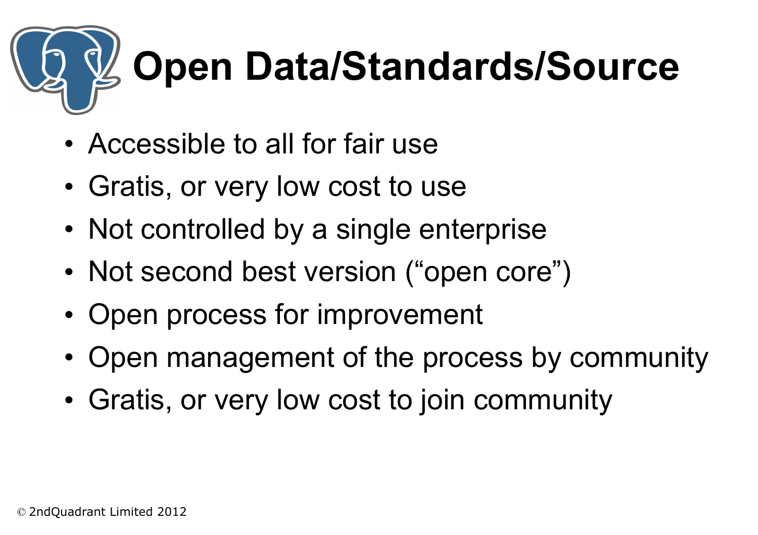# Open Data/Standards/Source

- Accessible to all for fair use
- Gratis, or very low cost to use
- Not controlled by a single enterprise
- Not second best version ("open core")
- Open process for improvement
- Open management of the process by community
- Gratis, or very low cost to join community

© 2ndQuadrant Limited 2012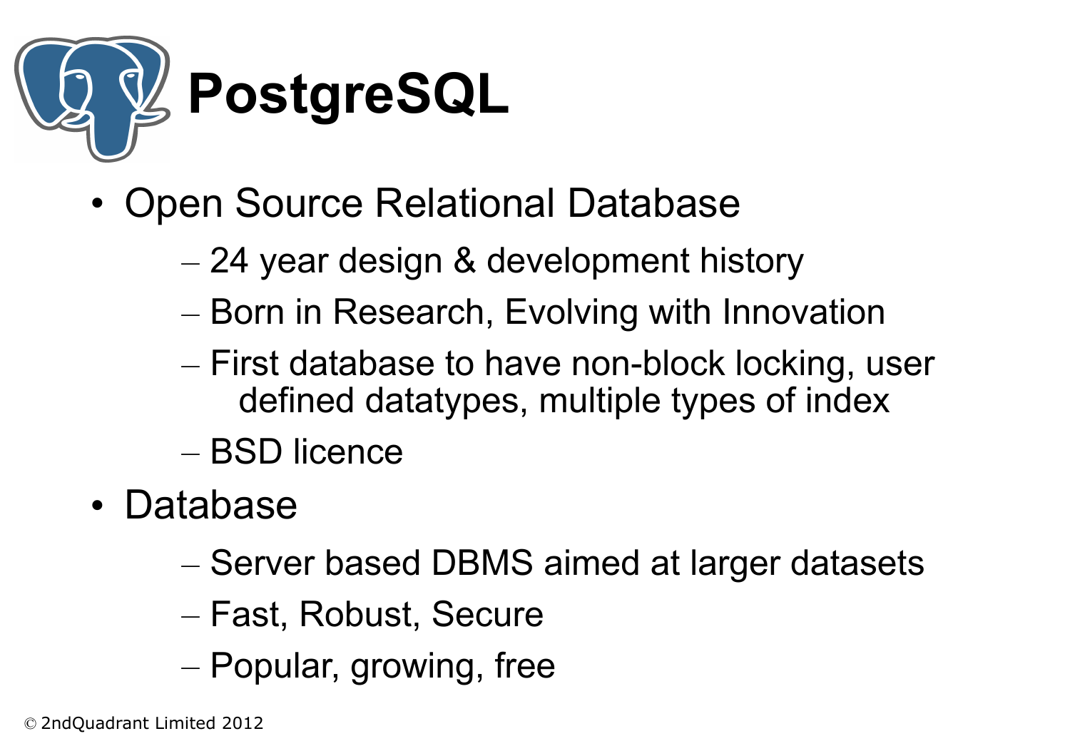# PostgreSQL

- Open Source Relational Database
  - 24 year design & development history
  - Born in Research, Evolving with Innovation
  - First database to have non-block locking, user defined datatypes, multiple types of index
  - BSD licence
- Database
  - Server based DBMS aimed at larger datasets
  - Fast, Robust, Secure
  - Popular, growing, free

© 2ndQuadrant Limited 2012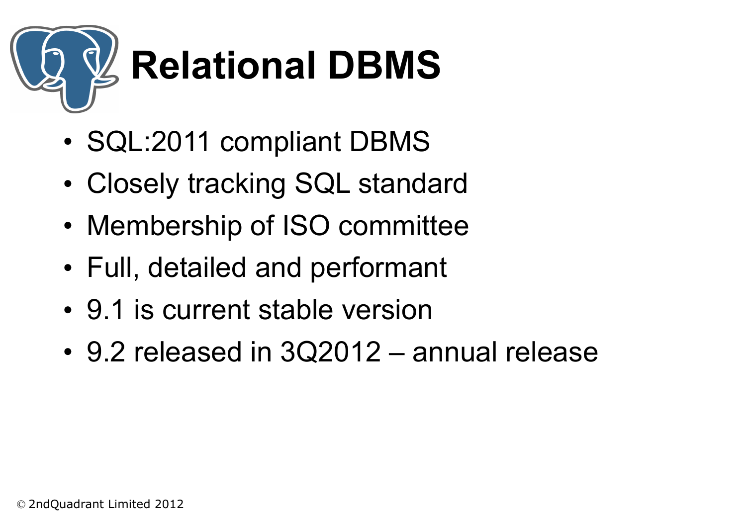# Relational DBMS

- SQL:2011 compliant DBMS
- Closely tracking SQL standard
- Membership of ISO committee
- Full, detailed and performant
- 9.1 is current stable version
- 9.2 released in 3Q2012 – annual release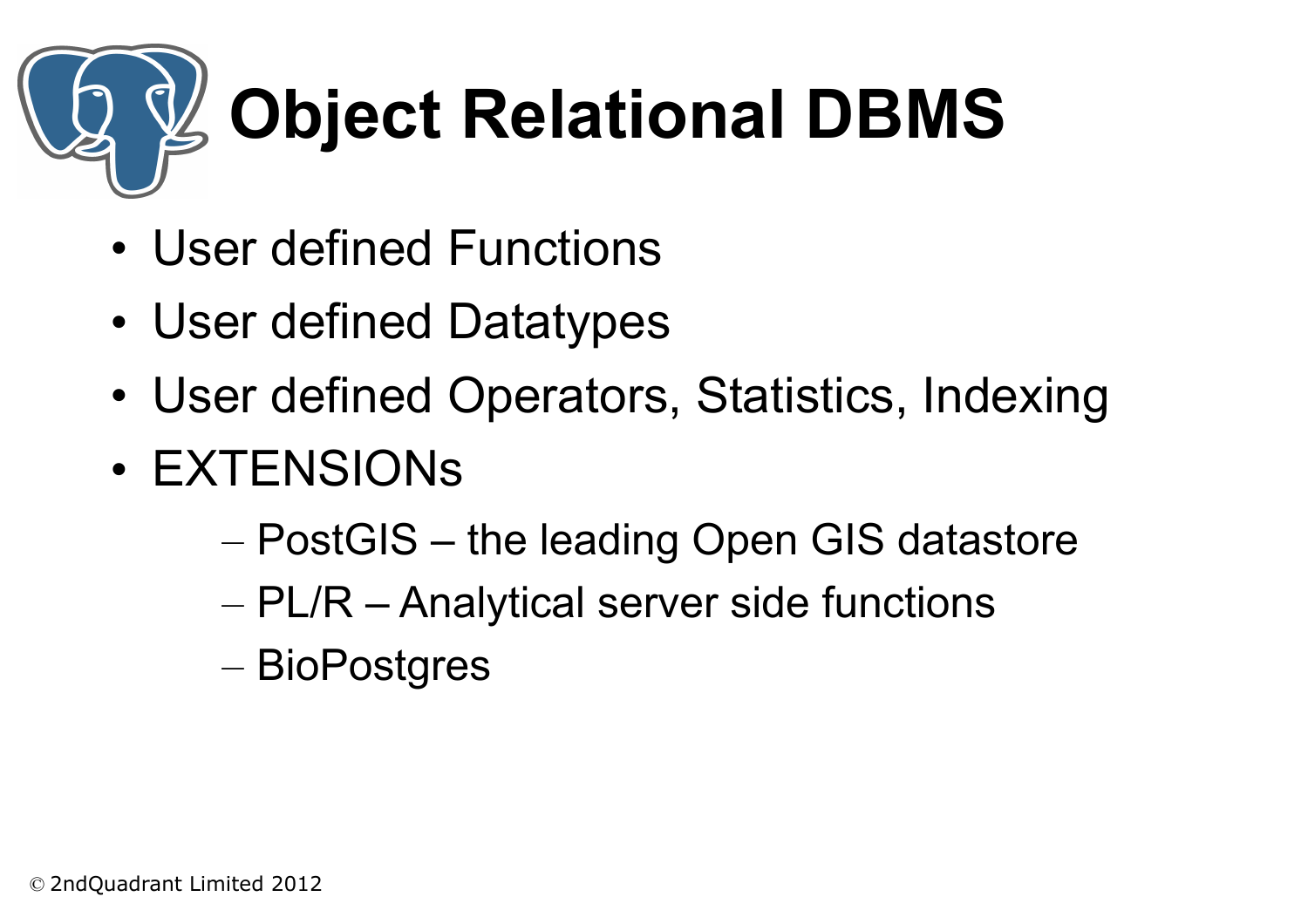# Object Relational DBMS

- User defined Functions
- User defined Datatypes
- User defined Operators, Statistics, Indexing
- EXTENSIONs
  - PostGIS – the leading Open GIS datastore
  - PL/R – Analytical server side functions
  - BioPostgres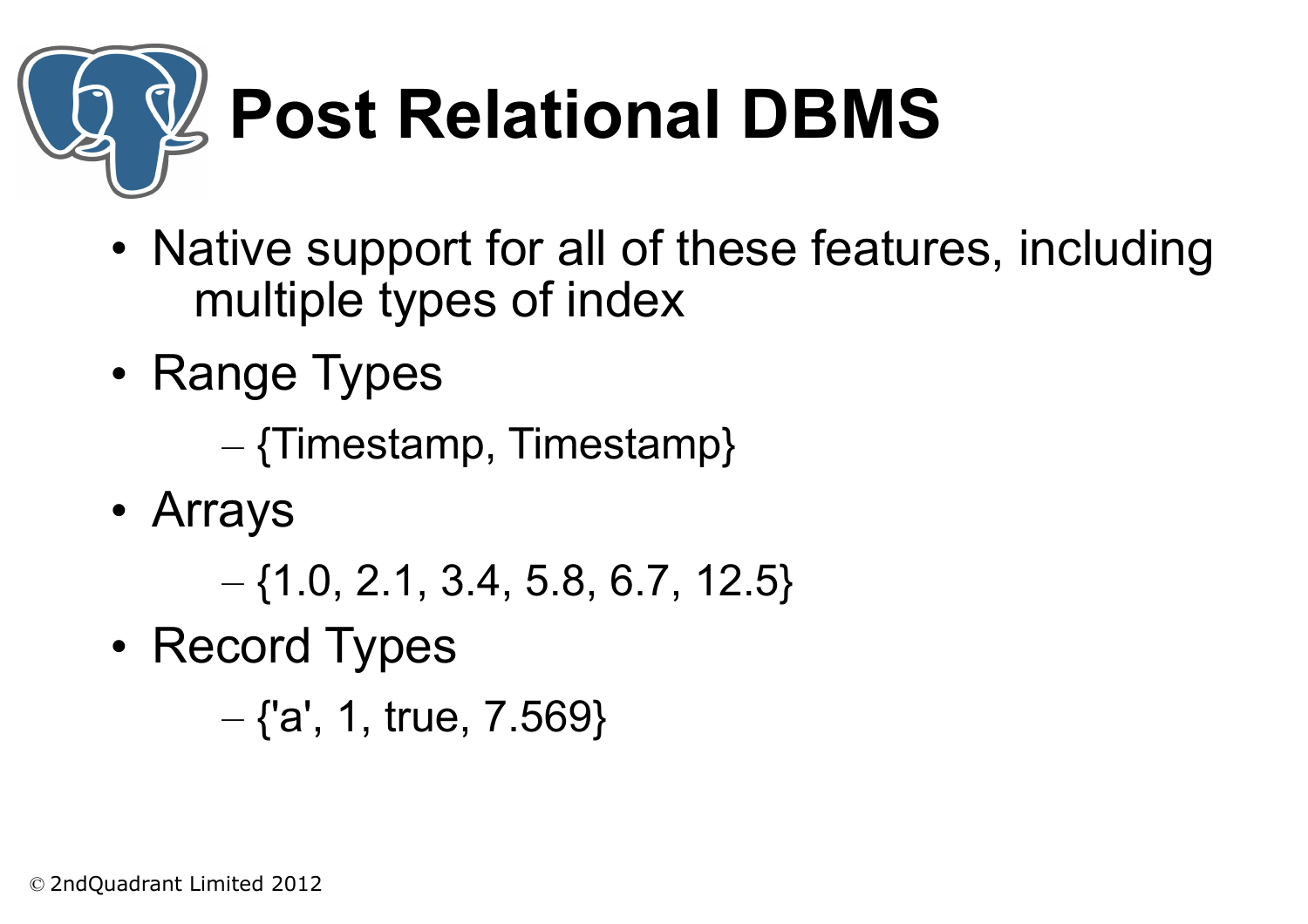# Post Relational DBMS

- Native support for all of these features, including multiple types of index
- Range Types
  - {Timestamp, Timestamp}
- Arrays
  - {1.0, 2.1, 3.4, 5.8, 6.7, 12.5}
- Record Types
  - {'a', 1, true, 7.569}

© 2ndQuadrant Limited 2012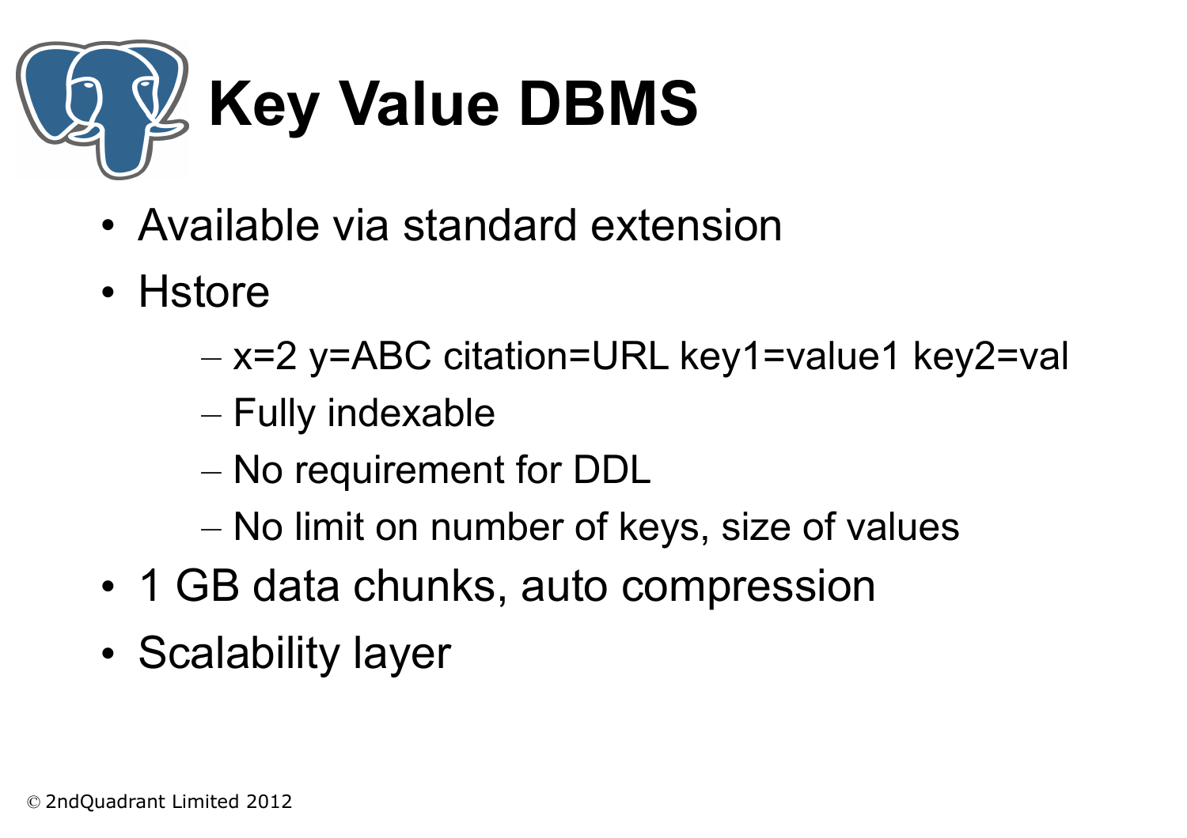# Key Value DBMS

- Available via standard extension
- Hstore
  - x=2 y=ABC citation=URL key1=value1 key2=val
  - Fully indexable
  - No requirement for DDL
  - No limit on number of keys, size of values
- 1 GB data chunks, auto compression
- Scalability layer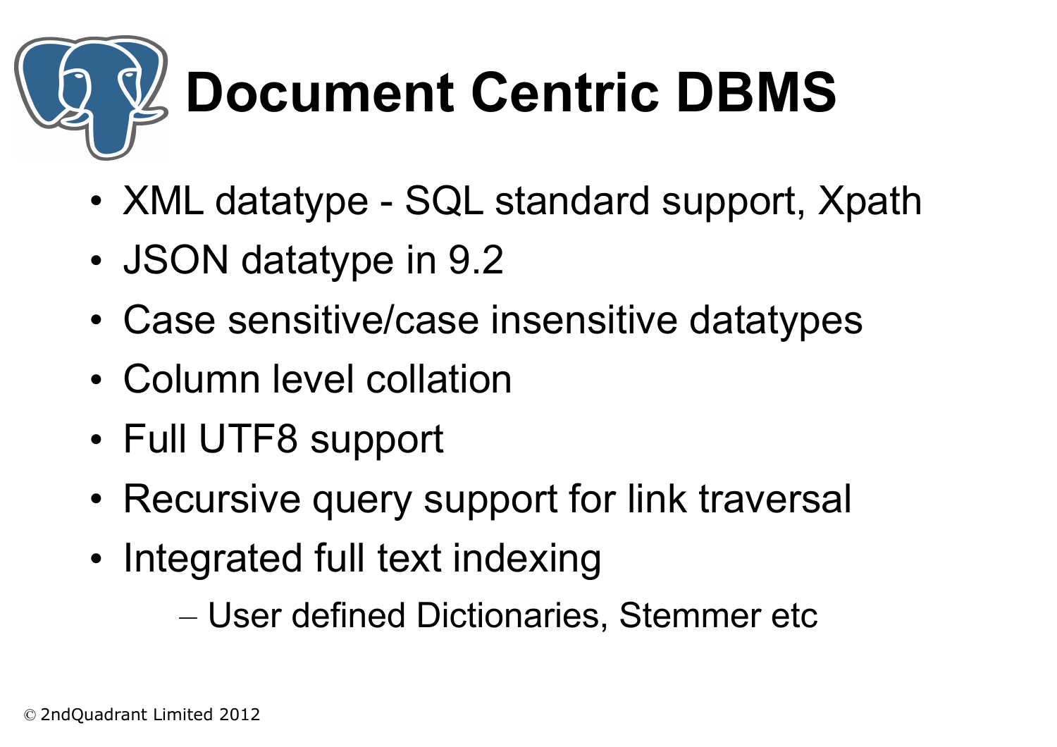# Document Centric DBMS

- XML datatype - SQL standard support, Xpath
- JSON datatype in 9.2
- Case sensitive/case insensitive datatypes
- Column level collation
- Full UTF8 support
- Recursive query support for link traversal
- Integrated full text indexing
  - User defined Dictionaries, Stemmer etc

© 2ndQuadrant Limited 2012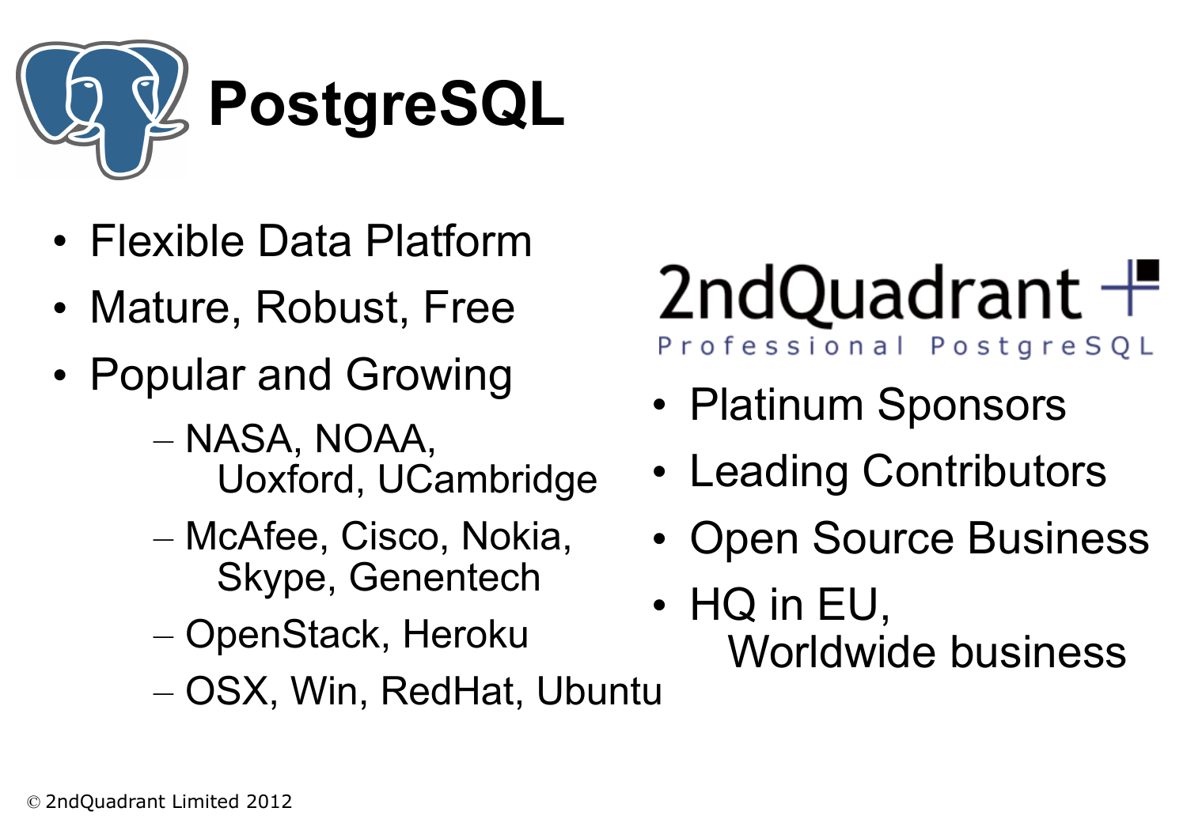# PostgreSQL

- Flexible Data Platform
- Mature, Robust, Free
- Popular and Growing
  - NASA, NOAA, Uoxford, UCambridge
  - McAfee, Cisco, Nokia, Skype, Genentech
  - OpenStack, Heroku
  - OSX, Win, RedHat, Ubuntu

## 2ndQuadrant

Professional PostgreSQL

- Platinum Sponsors
- Leading Contributors
- Open Source Business
- HQ in EU, Worldwide business

© 2ndQuadrant Limited 2012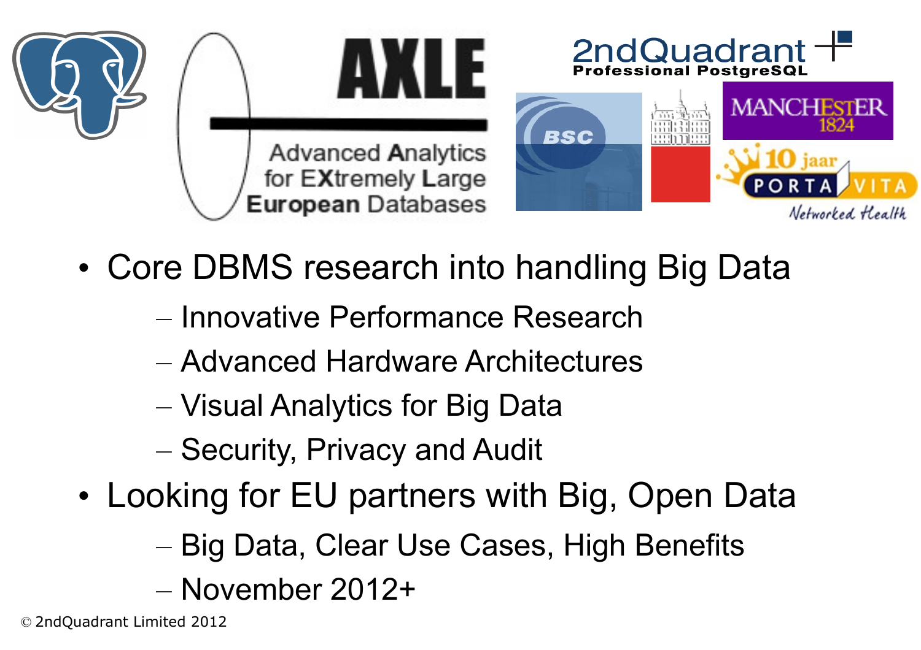**AXLE**

Advanced Analytics for EXtremely Large European Databases

- Core DBMS research into handling Big Data
  - Innovative Performance Research
  - Advanced Hardware Architectures
  - Visual Analytics for Big Data
  - Security, Privacy and Audit
- Looking for EU partners with Big, Open Data
  - Big Data, Clear Use Cases, High Benefits
  - November 2012+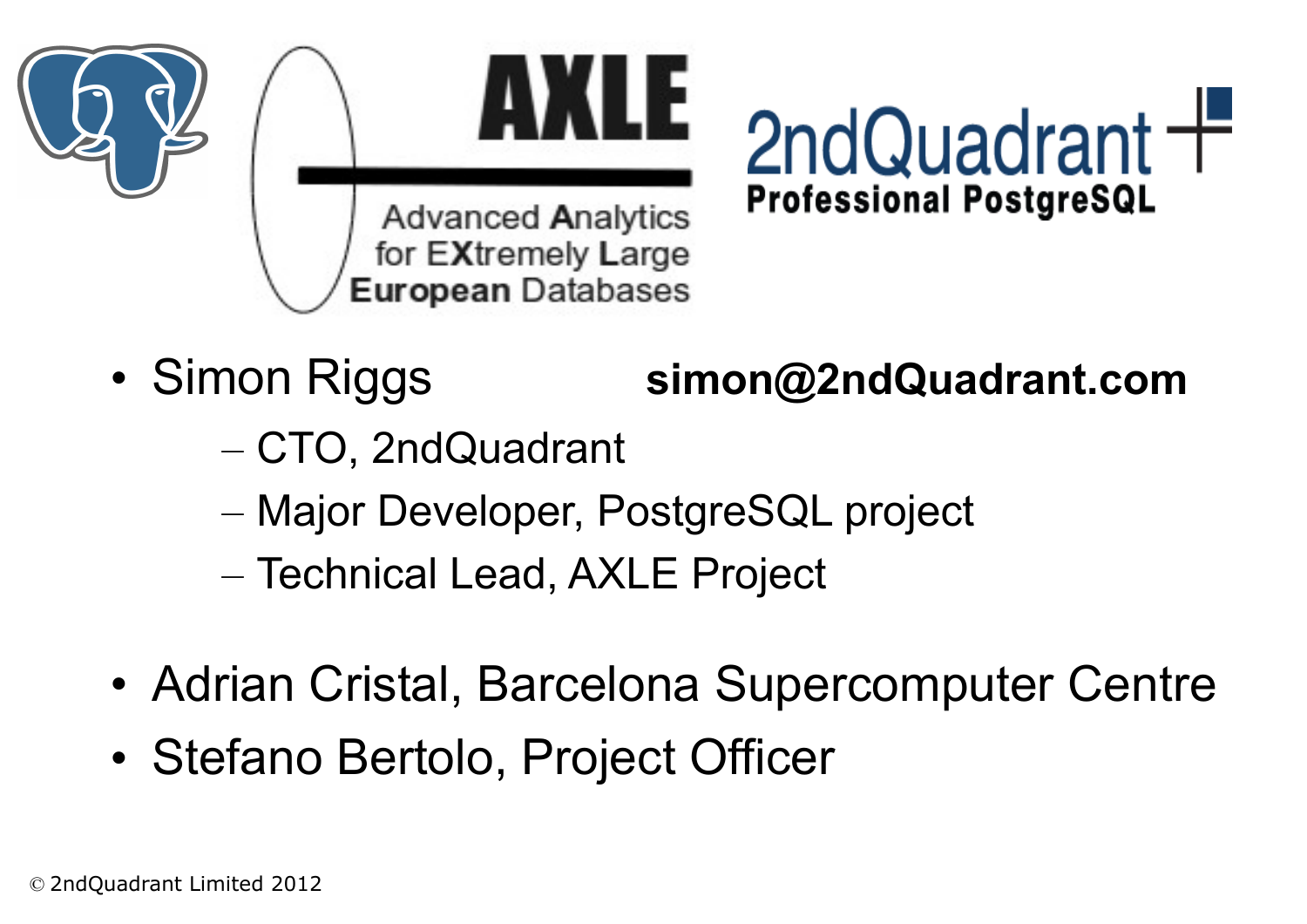AXLE

Advanced Analytics for EXtremely Large European Databases

2ndQuadrant

Professional PostgreSQL

- Simon Riggs **simon@2ndQuadrant.com**
  - CTO, 2ndQuadrant
  - Major Developer, PostgreSQL project
  - Technical Lead, AXLE Project
- Adrian Cristal, Barcelona Supercomputer Centre
- Stefano Bertolo, Project Officer

© 2ndQuadrant Limited 2012